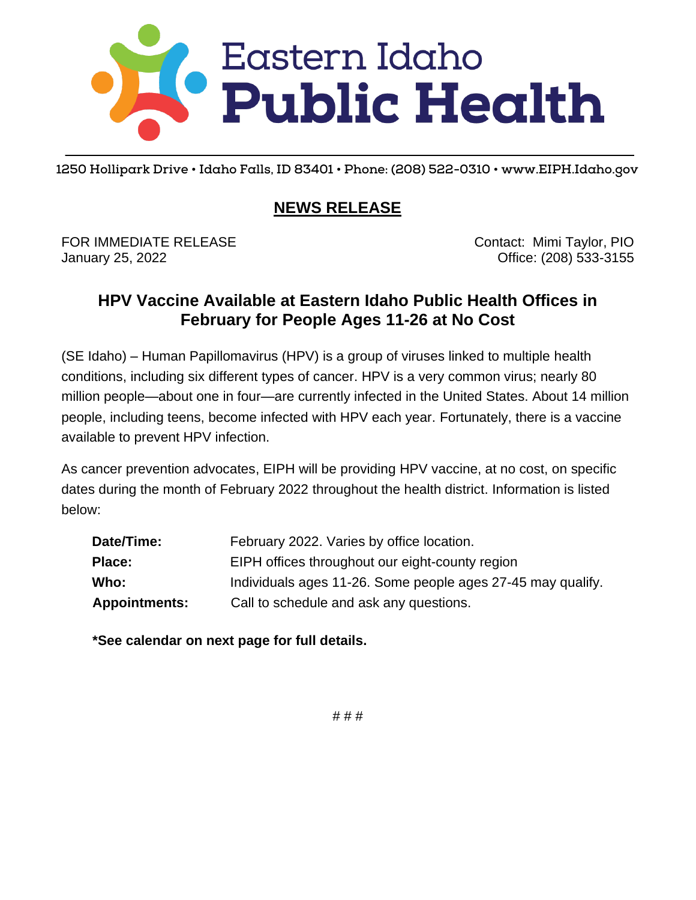# Eastern Idaho Public Health

1250 Hollipark Drive • Idaho Falls, ID 83401 • Phone: (208) 522-0310 • www.EIPH.Idaho.gov

## NEWS RELEASE

FOR IMMEDIATE RELEASE
January 25, 2022

Contact: Mimi Taylor, PIO
Office: (208) 533-3155

### HPV Vaccine Available at Eastern Idaho Public Health Offices in February for People Ages 11-26 at No Cost

(SE Idaho) – Human Papillomavirus (HPV) is a group of viruses linked to multiple health conditions, including six different types of cancer. HPV is a very common virus; nearly 80 million people—about one in four—are currently infected in the United States. About 14 million people, including teens, become infected with HPV each year. Fortunately, there is a vaccine available to prevent HPV infection.

As cancer prevention advocates, EIPH will be providing HPV vaccine, at no cost, on specific dates during the month of February 2022 throughout the health district. Information is listed below:

| | |
|---|---|
| **Date/Time:** | February 2022. Varies by office location. |
| **Place:** | EIPH offices throughout our eight-county region |
| **Who:** | Individuals ages 11-26. Some people ages 27-45 may qualify. |
| **Appointments:** | Call to schedule and ask any questions. |

**\*See calendar on next page for full details.**

# # #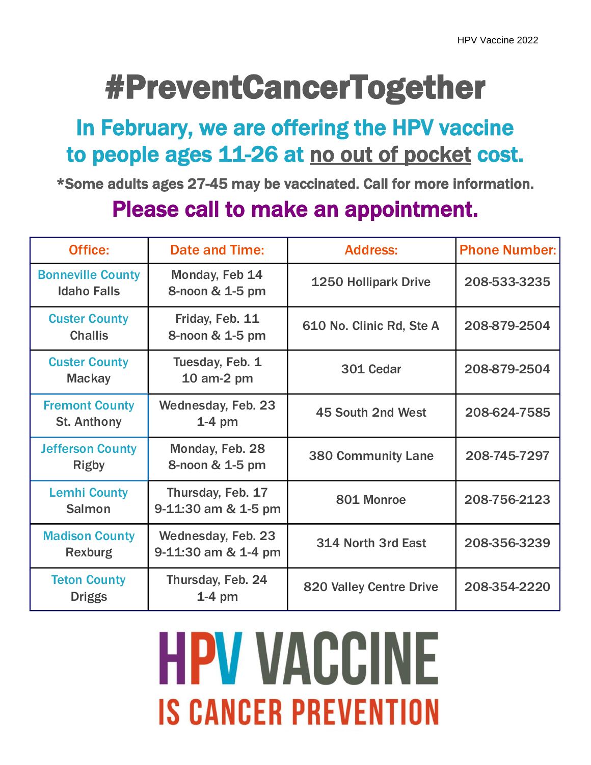# #PreventCancerTogether

## In February, we are offering the HPV vaccine to people ages 11-26 at no out of pocket cost.

**\*Some adults ages 27-45 may be vaccinated. Call for more information.**

## Please call to make an appointment.

| Office: | Date and Time: | Address: | Phone Number: |
|---|---|---|---|
| Bonneville County Idaho Falls | Monday, Feb 14 8-noon & 1-5 pm | 1250 Hollipark Drive | 208-533-3235 |
| Custer County Challis | Friday, Feb. 11 8-noon & 1-5 pm | 610 No. Clinic Rd, Ste A | 208-879-2504 |
| Custer County Mackay | Tuesday, Feb. 1 10 am-2 pm | 301 Cedar | 208-879-2504 |
| Fremont County St. Anthony | Wednesday, Feb. 23 1-4 pm | 45 South 2nd West | 208-624-7585 |
| Jefferson County Rigby | Monday, Feb. 28 8-noon & 1-5 pm | 380 Community Lane | 208-745-7297 |
| Lemhi County Salmon | Thursday, Feb. 17 9-11:30 am & 1-5 pm | 801 Monroe | 208-756-2123 |
| Madison County Rexburg | Wednesday, Feb. 23 9-11:30 am & 1-4 pm | 314 North 3rd East | 208-356-3239 |
| Teton County Driggs | Thursday, Feb. 24 1-4 pm | 820 Valley Centre Drive | 208-354-2220 |

HPV VACCINE
IS CANCER PREVENTION